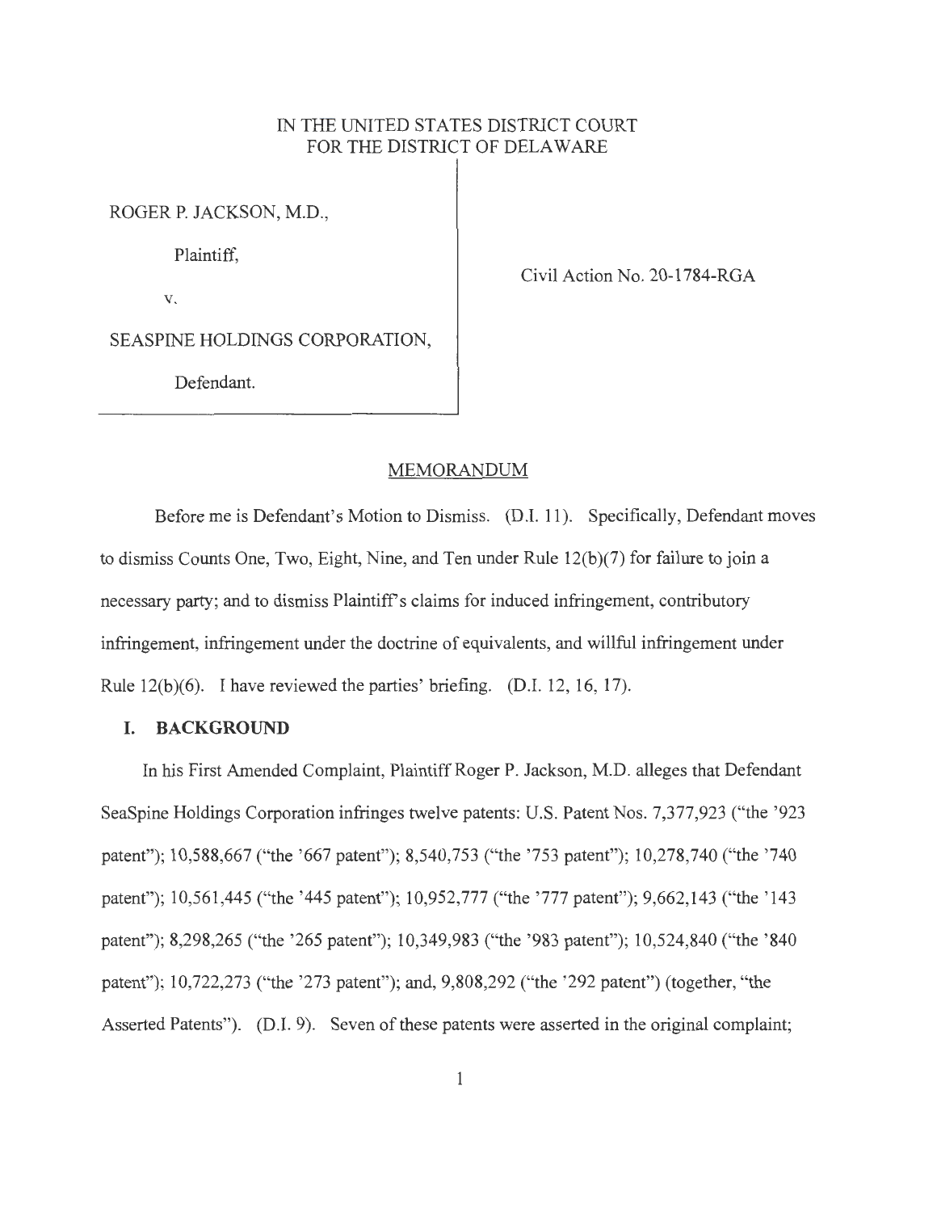IN THE UNITED STATES DISTRICT COURT
FOR THE DISTRICT OF DELAWARE

ROGER P. JACKSON, M.D.,

Plaintiff,

v.

SEASPINE HOLDINGS CORPORATION,

Defendant.

Civil Action No. 20-1784-RGA

## MEMORANDUM

Before me is Defendant's Motion to Dismiss. (D.I. 11). Specifically, Defendant moves to dismiss Counts One, Two, Eight, Nine, and Ten under Rule 12(b)(7) for failure to join a necessary party; and to dismiss Plaintiff's claims for induced infringement, contributory infringement, infringement under the doctrine of equivalents, and willful infringement under Rule 12(b)(6). I have reviewed the parties' briefing. (D.I. 12, 16, 17).

### I. BACKGROUND

In his First Amended Complaint, Plaintiff Roger P. Jackson, M.D. alleges that Defendant SeaSpine Holdings Corporation infringes twelve patents: U.S. Patent Nos. 7,377,923 ("the '923 patent"); 10,588,667 ("the '667 patent"); 8,540,753 ("the '753 patent"); 10,278,740 ("the '740 patent"); 10,561,445 ("the '445 patent"); 10,952,777 ("the '777 patent"); 9,662,143 ("the '143 patent"); 8,298,265 ("the '265 patent"); 10,349,983 ("the '983 patent"); 10,524,840 ("the '840 patent"); 10,722,273 ("the '273 patent"); and, 9,808,292 ("the '292 patent") (together, "the Asserted Patents"). (D.I. 9). Seven of these patents were asserted in the original complaint;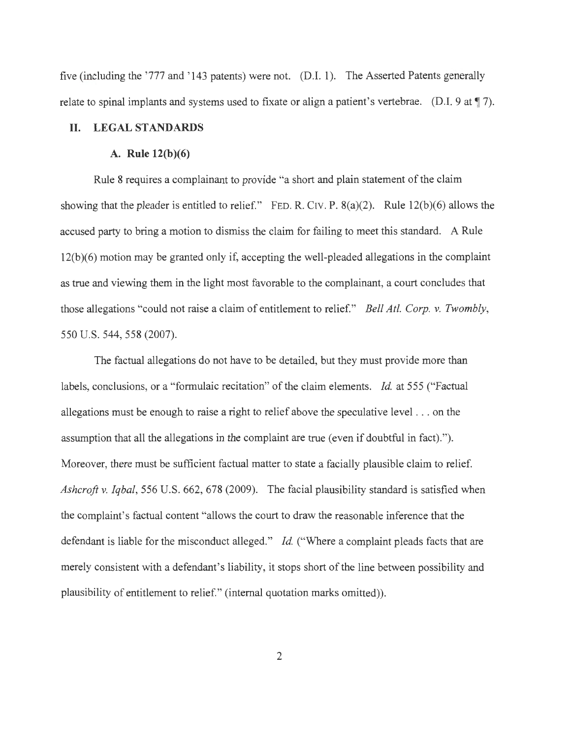five (including the '777 and '143 patents) were not. (D.I. 1). The Asserted Patents generally relate to spinal implants and systems used to fixate or align a patient's vertebrae. (D.I. 9 at ¶ 7).

## II. LEGAL STANDARDS

### A. Rule 12(b)(6)

Rule 8 requires a complainant to provide "a short and plain statement of the claim showing that the pleader is entitled to relief." FED. R. CIV. P. 8(a)(2). Rule 12(b)(6) allows the accused party to bring a motion to dismiss the claim for failing to meet this standard. A Rule 12(b)(6) motion may be granted only if, accepting the well-pleaded allegations in the complaint as true and viewing them in the light most favorable to the complainant, a court concludes that those allegations "could not raise a claim of entitlement to relief." *Bell Atl. Corp. v. Twombly*, 550 U.S. 544, 558 (2007).

The factual allegations do not have to be detailed, but they must provide more than labels, conclusions, or a "formulaic recitation" of the claim elements. *Id.* at 555 ("Factual allegations must be enough to raise a right to relief above the speculative level . . . on the assumption that all the allegations in the complaint are true (even if doubtful in fact)."). Moreover, there must be sufficient factual matter to state a facially plausible claim to relief. *Ashcroft v. Iqbal*, 556 U.S. 662, 678 (2009). The facial plausibility standard is satisfied when the complaint's factual content "allows the court to draw the reasonable inference that the defendant is liable for the misconduct alleged." *Id.* ("Where a complaint pleads facts that are merely consistent with a defendant's liability, it stops short of the line between possibility and plausibility of entitlement to relief." (internal quotation marks omitted)).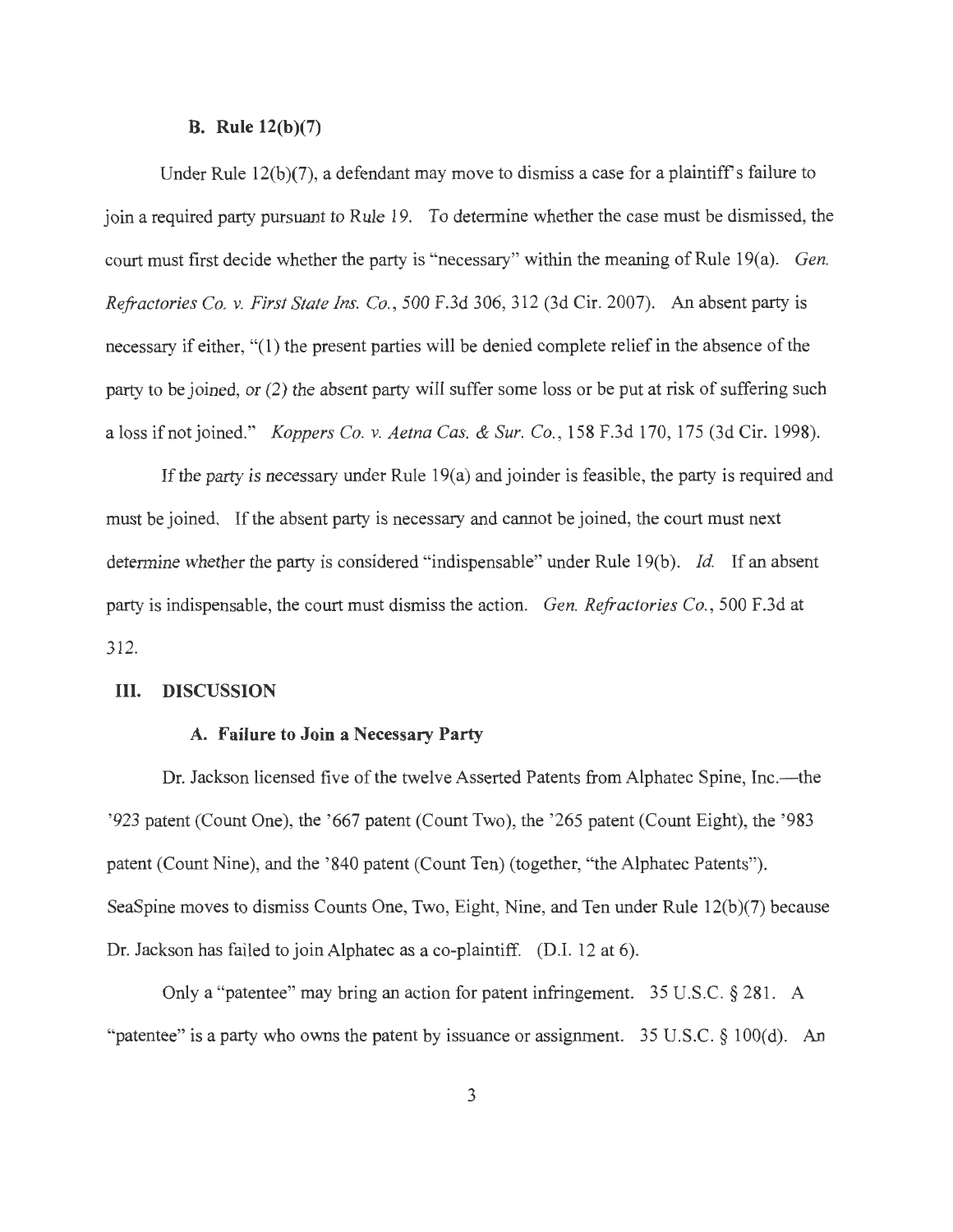### B. Rule 12(b)(7)

Under Rule 12(b)(7), a defendant may move to dismiss a case for a plaintiff's failure to join a required party pursuant to Rule 19. To determine whether the case must be dismissed, the court must first decide whether the party is "necessary" within the meaning of Rule 19(a). *Gen. Refractories Co. v. First State Ins. Co.*, 500 F.3d 306, 312 (3d Cir. 2007). An absent party is necessary if either, "(1) the present parties will be denied complete relief in the absence of the party to be joined, or (2) the absent party will suffer some loss or be put at risk of suffering such a loss if not joined." *Koppers Co. v. Aetna Cas. & Sur. Co.*, 158 F.3d 170, 175 (3d Cir. 1998).

If the party is necessary under Rule 19(a) and joinder is feasible, the party is required and must be joined. If the absent party is necessary and cannot be joined, the court must next determine whether the party is considered "indispensable" under Rule 19(b). *Id.* If an absent party is indispensable, the court must dismiss the action. *Gen. Refractories Co.*, 500 F.3d at 312.

## III. DISCUSSION

### A. Failure to Join a Necessary Party

Dr. Jackson licensed five of the twelve Asserted Patents from Alphatec Spine, Inc.—the '923 patent (Count One), the '667 patent (Count Two), the '265 patent (Count Eight), the '983 patent (Count Nine), and the '840 patent (Count Ten) (together, "the Alphatec Patents"). SeaSpine moves to dismiss Counts One, Two, Eight, Nine, and Ten under Rule 12(b)(7) because Dr. Jackson has failed to join Alphatec as a co-plaintiff. (D.I. 12 at 6).

Only a "patentee" may bring an action for patent infringement. 35 U.S.C. § 281. A "patentee" is a party who owns the patent by issuance or assignment. 35 U.S.C. § 100(d). An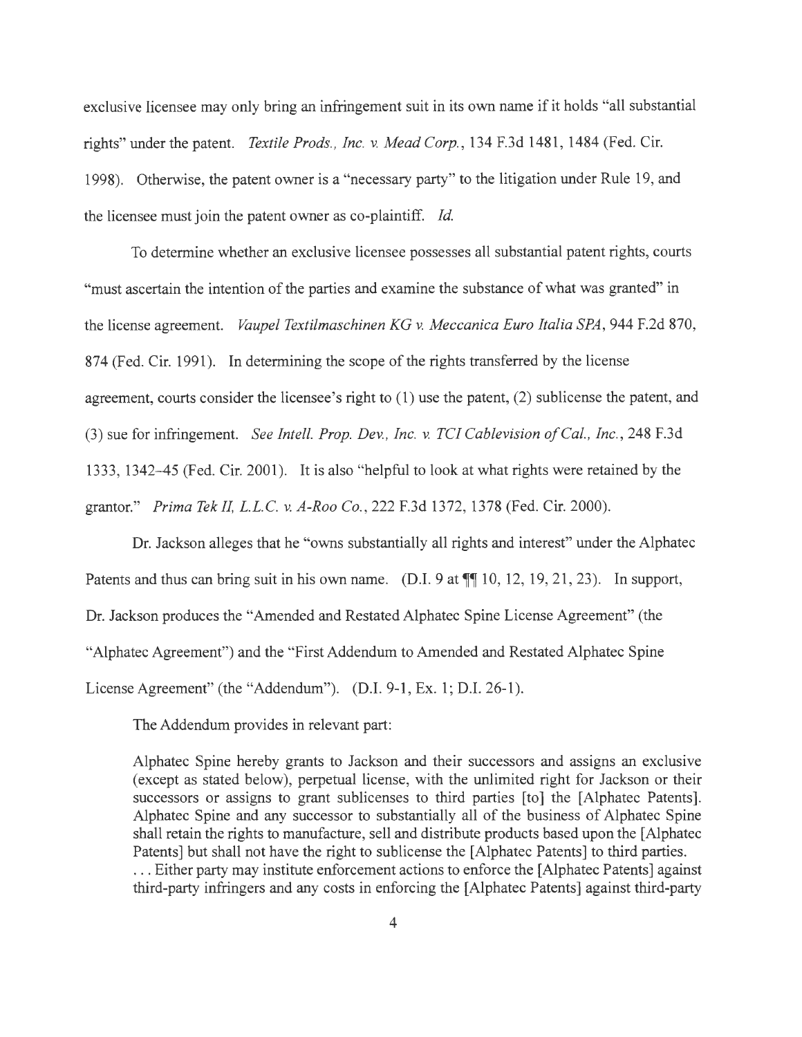exclusive licensee may only bring an infringement suit in its own name if it holds "all substantial rights" under the patent. *Textile Prods., Inc. v. Mead Corp.*, 134 F.3d 1481, 1484 (Fed. Cir. 1998). Otherwise, the patent owner is a "necessary party" to the litigation under Rule 19, and the licensee must join the patent owner as co-plaintiff. *Id.*

To determine whether an exclusive licensee possesses all substantial patent rights, courts "must ascertain the intention of the parties and examine the substance of what was granted" in the license agreement. *Vaupel Textilmaschinen KG v. Meccanica Euro Italia SPA*, 944 F.2d 870, 874 (Fed. Cir. 1991). In determining the scope of the rights transferred by the license agreement, courts consider the licensee's right to (1) use the patent, (2) sublicense the patent, and (3) sue for infringement. *See Intell. Prop. Dev., Inc. v. TCI Cablevision of Cal., Inc.*, 248 F.3d 1333, 1342–45 (Fed. Cir. 2001). It is also "helpful to look at what rights were retained by the grantor." *Prima Tek II, L.L.C. v. A-Roo Co.*, 222 F.3d 1372, 1378 (Fed. Cir. 2000).

Dr. Jackson alleges that he "owns substantially all rights and interest" under the Alphatec Patents and thus can bring suit in his own name. (D.I. 9 at ¶¶ 10, 12, 19, 21, 23). In support, Dr. Jackson produces the "Amended and Restated Alphatec Spine License Agreement" (the "Alphatec Agreement") and the "First Addendum to Amended and Restated Alphatec Spine License Agreement" (the "Addendum"). (D.I. 9-1, Ex. 1; D.I. 26-1).

The Addendum provides in relevant part:

> Alphatec Spine hereby grants to Jackson and their successors and assigns an exclusive (except as stated below), perpetual license, with the unlimited right for Jackson or their successors or assigns to grant sublicenses to third parties [to] the [Alphatec Patents]. Alphatec Spine and any successor to substantially all of the business of Alphatec Spine shall retain the rights to manufacture, sell and distribute products based upon the [Alphatec Patents] but shall not have the right to sublicense the [Alphatec Patents] to third parties. . . . Either party may institute enforcement actions to enforce the [Alphatec Patents] against third-party infringers and any costs in enforcing the [Alphatec Patents] against third-party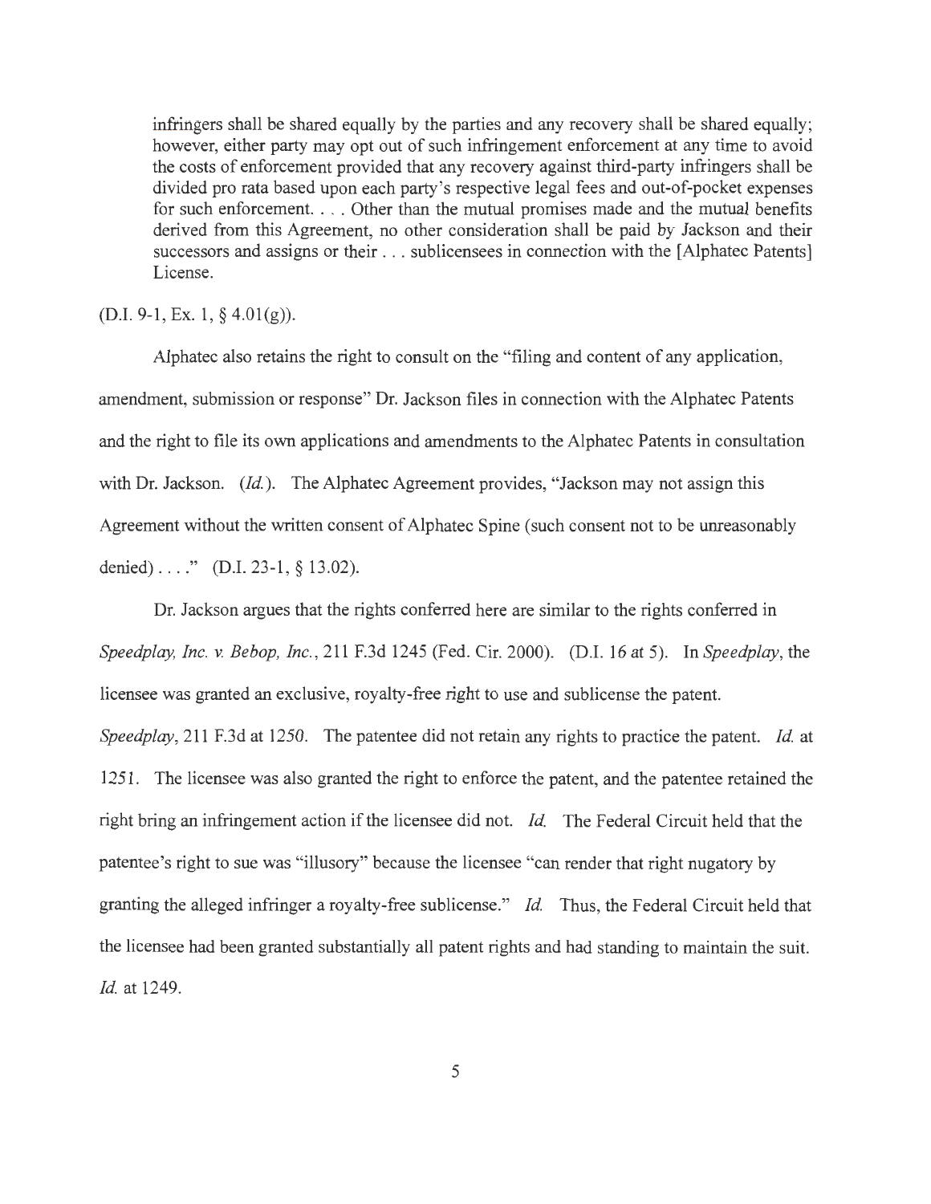> infringers shall be shared equally by the parties and any recovery shall be shared equally; however, either party may opt out of such infringement enforcement at any time to avoid the costs of enforcement provided that any recovery against third-party infringers shall be divided pro rata based upon each party's respective legal fees and out-of-pocket expenses for such enforcement. . . . Other than the mutual promises made and the mutual benefits derived from this Agreement, no other consideration shall be paid by Jackson and their successors and assigns or their . . . sublicensees in connection with the [Alphatec Patents] License.

(D.I. 9-1, Ex. 1, § 4.01(g)).

Alphatec also retains the right to consult on the "filing and content of any application, amendment, submission or response" Dr. Jackson files in connection with the Alphatec Patents and the right to file its own applications and amendments to the Alphatec Patents in consultation with Dr. Jackson. (*Id.*). The Alphatec Agreement provides, "Jackson may not assign this Agreement without the written consent of Alphatec Spine (such consent not to be unreasonably denied) . . . ." (D.I. 23-1, § 13.02).

Dr. Jackson argues that the rights conferred here are similar to the rights conferred in *Speedplay, Inc. v. Bebop, Inc.*, 211 F.3d 1245 (Fed. Cir. 2000). (D.I. 16 at 5). In *Speedplay*, the licensee was granted an exclusive, royalty-free right to use and sublicense the patent. *Speedplay*, 211 F.3d at 1250. The patentee did not retain any rights to practice the patent. *Id.* at 1251. The licensee was also granted the right to enforce the patent, and the patentee retained the right bring an infringement action if the licensee did not. *Id.* The Federal Circuit held that the patentee's right to sue was "illusory" because the licensee "can render that right nugatory by granting the alleged infringer a royalty-free sublicense." *Id.* Thus, the Federal Circuit held that the licensee had been granted substantially all patent rights and had standing to maintain the suit. *Id.* at 1249.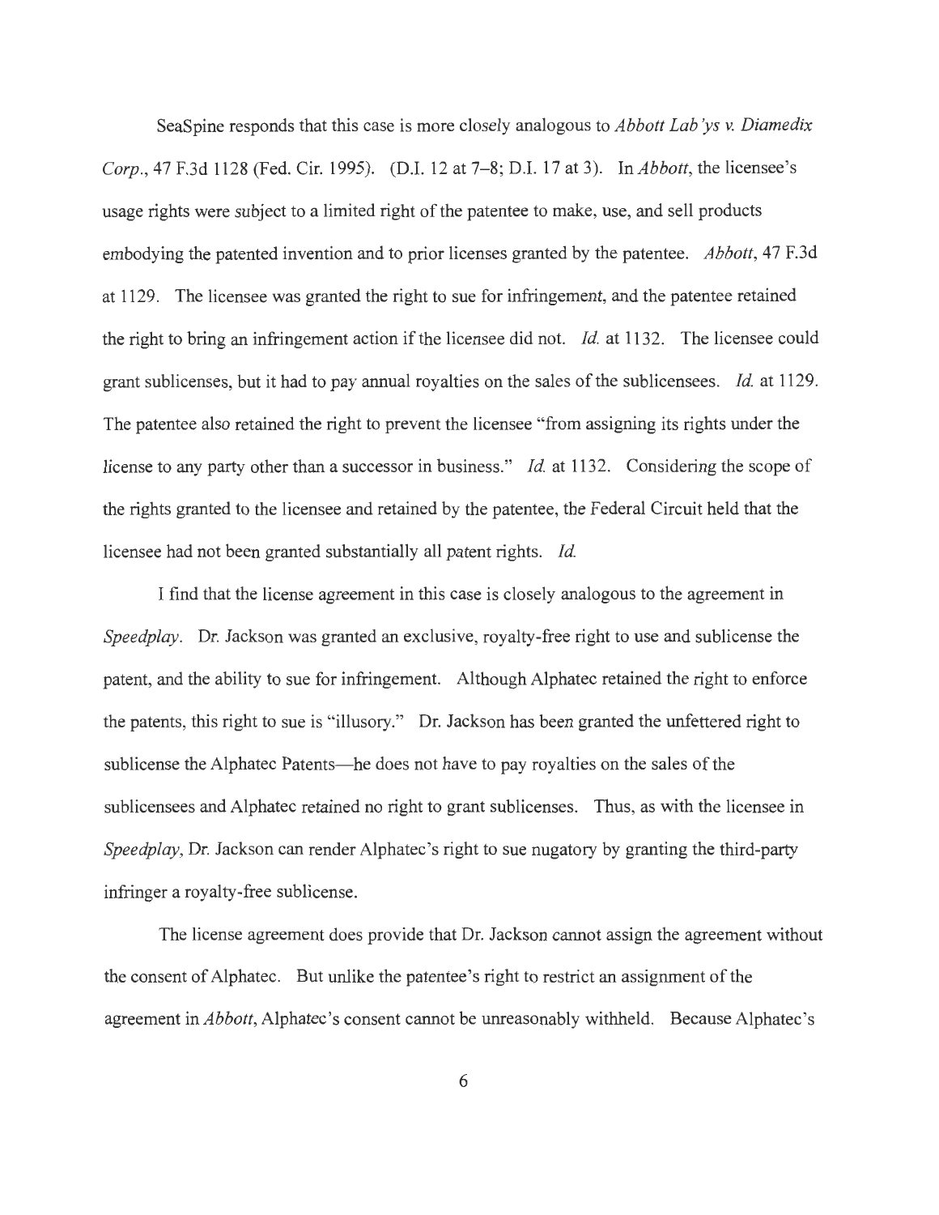SeaSpine responds that this case is more closely analogous to *Abbott Lab'ys v. Diamedix Corp.*, 47 F.3d 1128 (Fed. Cir. 1995). (D.I. 12 at 7–8; D.I. 17 at 3). In *Abbott*, the licensee's usage rights were subject to a limited right of the patentee to make, use, and sell products embodying the patented invention and to prior licenses granted by the patentee. *Abbott*, 47 F.3d at 1129. The licensee was granted the right to sue for infringement, and the patentee retained the right to bring an infringement action if the licensee did not. *Id.* at 1132. The licensee could grant sublicenses, but it had to pay annual royalties on the sales of the sublicensees. *Id.* at 1129. The patentee also retained the right to prevent the licensee "from assigning its rights under the license to any party other than a successor in business." *Id.* at 1132. Considering the scope of the rights granted to the licensee and retained by the patentee, the Federal Circuit held that the licensee had not been granted substantially all patent rights. *Id.*

I find that the license agreement in this case is closely analogous to the agreement in *Speedplay*. Dr. Jackson was granted an exclusive, royalty-free right to use and sublicense the patent, and the ability to sue for infringement. Although Alphatec retained the right to enforce the patents, this right to sue is "illusory." Dr. Jackson has been granted the unfettered right to sublicense the Alphatec Patents—he does not have to pay royalties on the sales of the sublicensees and Alphatec retained no right to grant sublicenses. Thus, as with the licensee in *Speedplay*, Dr. Jackson can render Alphatec's right to sue nugatory by granting the third-party infringer a royalty-free sublicense.

The license agreement does provide that Dr. Jackson cannot assign the agreement without the consent of Alphatec. But unlike the patentee's right to restrict an assignment of the agreement in *Abbott*, Alphatec's consent cannot be unreasonably withheld. Because Alphatec's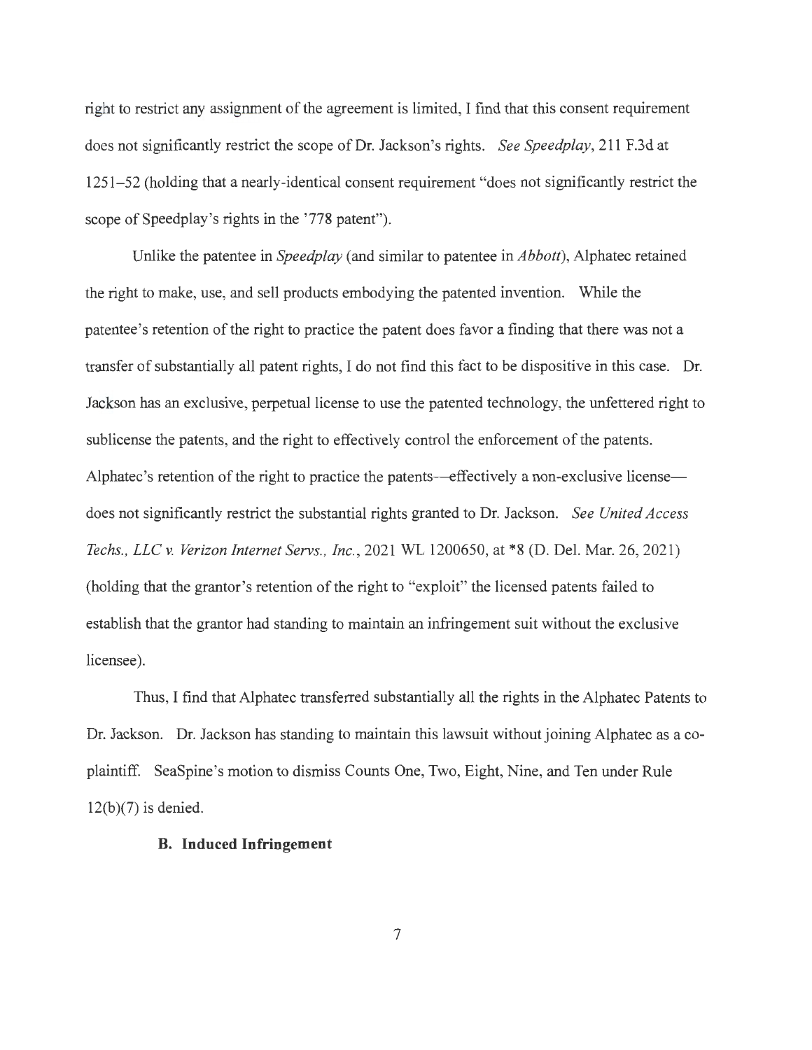right to restrict any assignment of the agreement is limited, I find that this consent requirement does not significantly restrict the scope of Dr. Jackson's rights. *See Speedplay*, 211 F.3d at 1251–52 (holding that a nearly-identical consent requirement "does not significantly restrict the scope of Speedplay's rights in the '778 patent").

Unlike the patentee in *Speedplay* (and similar to patentee in *Abbott*), Alphatec retained the right to make, use, and sell products embodying the patented invention. While the patentee's retention of the right to practice the patent does favor a finding that there was not a transfer of substantially all patent rights, I do not find this fact to be dispositive in this case. Dr. Jackson has an exclusive, perpetual license to use the patented technology, the unfettered right to sublicense the patents, and the right to effectively control the enforcement of the patents. Alphatec's retention of the right to practice the patents—effectively a non-exclusive license—does not significantly restrict the substantial rights granted to Dr. Jackson. *See United Access Techs., LLC v. Verizon Internet Servs., Inc.*, 2021 WL 1200650, at *8 (D. Del. Mar. 26, 2021) (holding that the grantor's retention of the right to "exploit" the licensed patents failed to establish that the grantor had standing to maintain an infringement suit without the exclusive licensee).

Thus, I find that Alphatec transferred substantially all the rights in the Alphatec Patents to Dr. Jackson. Dr. Jackson has standing to maintain this lawsuit without joining Alphatec as a co-plaintiff. SeaSpine's motion to dismiss Counts One, Two, Eight, Nine, and Ten under Rule 12(b)(7) is denied.

### B. Induced Infringement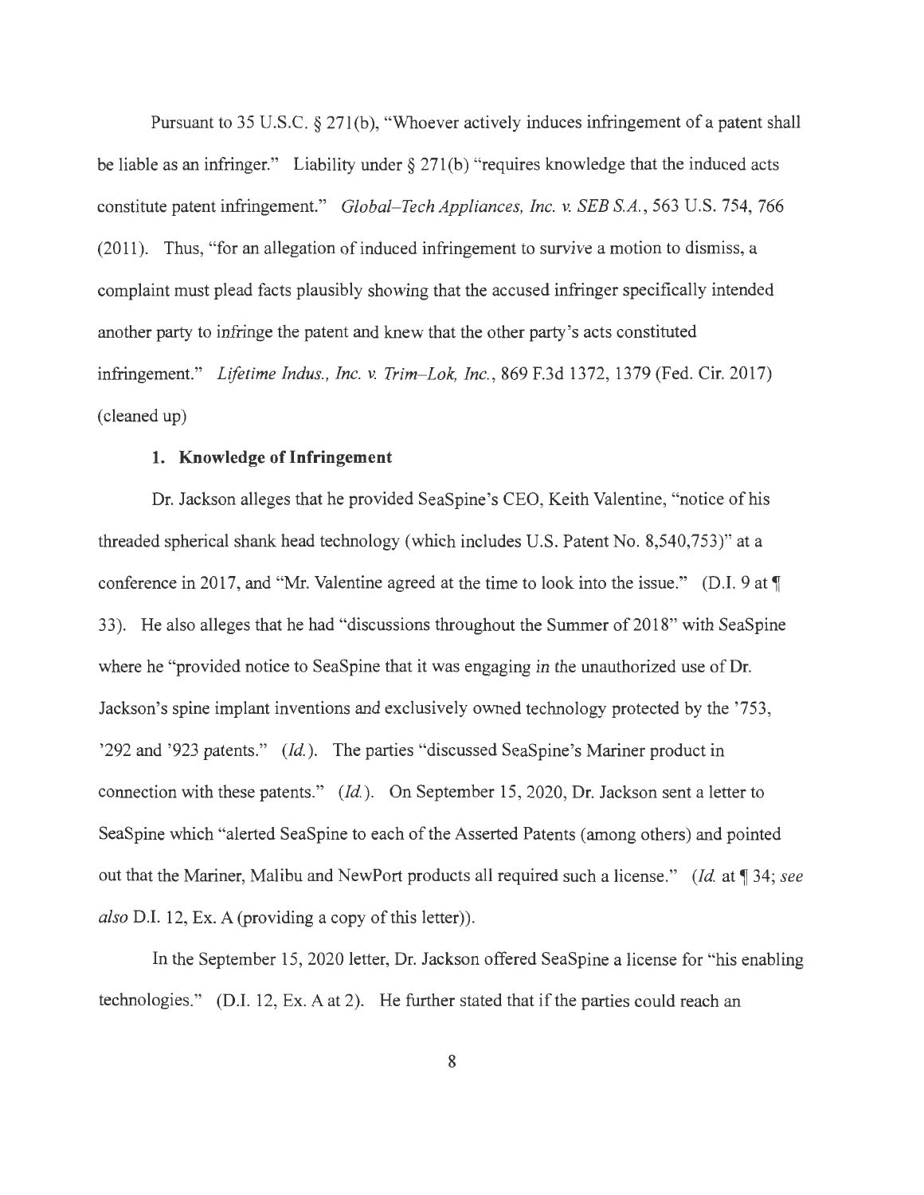Pursuant to 35 U.S.C. § 271(b), "Whoever actively induces infringement of a patent shall be liable as an infringer." Liability under § 271(b) "requires knowledge that the induced acts constitute patent infringement." *Global–Tech Appliances, Inc. v. SEB S.A.*, 563 U.S. 754, 766 (2011). Thus, "for an allegation of induced infringement to survive a motion to dismiss, a complaint must plead facts plausibly showing that the accused infringer specifically intended another party to infringe the patent and knew that the other party's acts constituted infringement." *Lifetime Indus., Inc. v. Trim–Lok, Inc.*, 869 F.3d 1372, 1379 (Fed. Cir. 2017) (cleaned up)

### 1. Knowledge of Infringement

Dr. Jackson alleges that he provided SeaSpine's CEO, Keith Valentine, "notice of his threaded spherical shank head technology (which includes U.S. Patent No. 8,540,753)" at a conference in 2017, and "Mr. Valentine agreed at the time to look into the issue." (D.I. 9 at ¶ 33). He also alleges that he had "discussions throughout the Summer of 2018" with SeaSpine where he "provided notice to SeaSpine that it was engaging in the unauthorized use of Dr. Jackson's spine implant inventions and exclusively owned technology protected by the '753, '292 and '923 patents." (*Id.*). The parties "discussed SeaSpine's Mariner product in connection with these patents." (*Id.*). On September 15, 2020, Dr. Jackson sent a letter to SeaSpine which "alerted SeaSpine to each of the Asserted Patents (among others) and pointed out that the Mariner, Malibu and NewPort products all required such a license." (*Id.* at ¶ 34; *see also* D.I. 12, Ex. A (providing a copy of this letter)).

In the September 15, 2020 letter, Dr. Jackson offered SeaSpine a license for "his enabling technologies." (D.I. 12, Ex. A at 2). He further stated that if the parties could reach an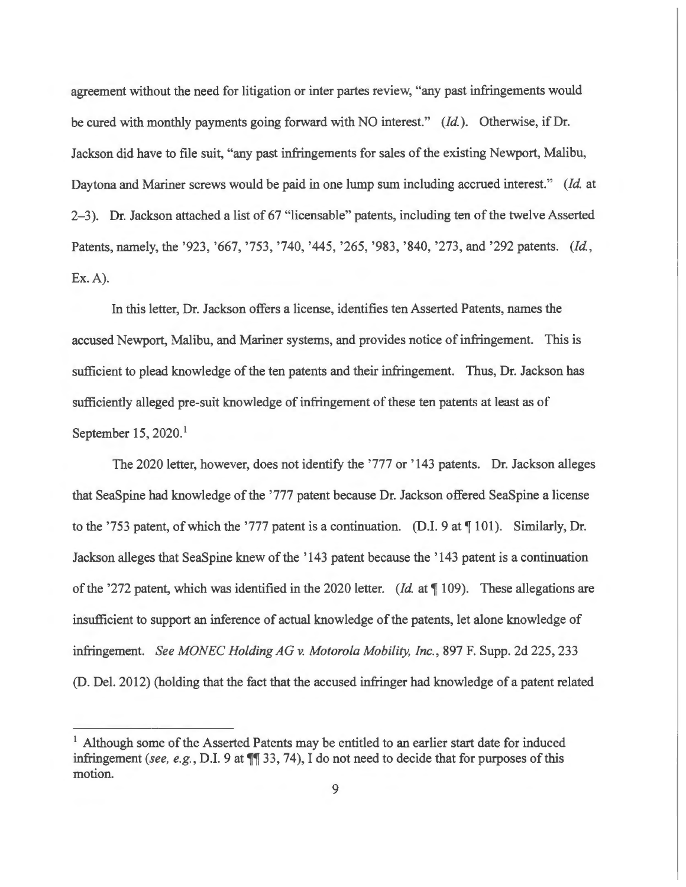agreement without the need for litigation or inter partes review, "any past infringements would be cured with monthly payments going forward with NO interest." (*Id.*). Otherwise, if Dr. Jackson did have to file suit, "any past infringements for sales of the existing Newport, Malibu, Daytona and Mariner screws would be paid in one lump sum including accrued interest." (*Id.* at 2–3). Dr. Jackson attached a list of 67 "licensable" patents, including ten of the twelve Asserted Patents, namely, the '923, '667, '753, '740, '445, '265, '983, '840, '273, and '292 patents. (*Id.*, Ex. A).

In this letter, Dr. Jackson offers a license, identifies ten Asserted Patents, names the accused Newport, Malibu, and Mariner systems, and provides notice of infringement. This is sufficient to plead knowledge of the ten patents and their infringement. Thus, Dr. Jackson has sufficiently alleged pre-suit knowledge of infringement of these ten patents at least as of September 15, 2020.[1]

The 2020 letter, however, does not identify the '777 or '143 patents. Dr. Jackson alleges that SeaSpine had knowledge of the '777 patent because Dr. Jackson offered SeaSpine a license to the '753 patent, of which the '777 patent is a continuation. (D.I. 9 at ¶ 101). Similarly, Dr. Jackson alleges that SeaSpine knew of the '143 patent because the '143 patent is a continuation of the '272 patent, which was identified in the 2020 letter. (*Id.* at ¶ 109). These allegations are insufficient to support an inference of actual knowledge of the patents, let alone knowledge of infringement. *See MONEC Holding AG v. Motorola Mobility, Inc.*, 897 F. Supp. 2d 225, 233 (D. Del. 2012) (holding that the fact that the accused infringer had knowledge of a patent related

---

[1] Although some of the Asserted Patents may be entitled to an earlier start date for induced infringement (*see, e.g.*, D.I. 9 at ¶¶ 33, 74), I do not need to decide that for purposes of this motion.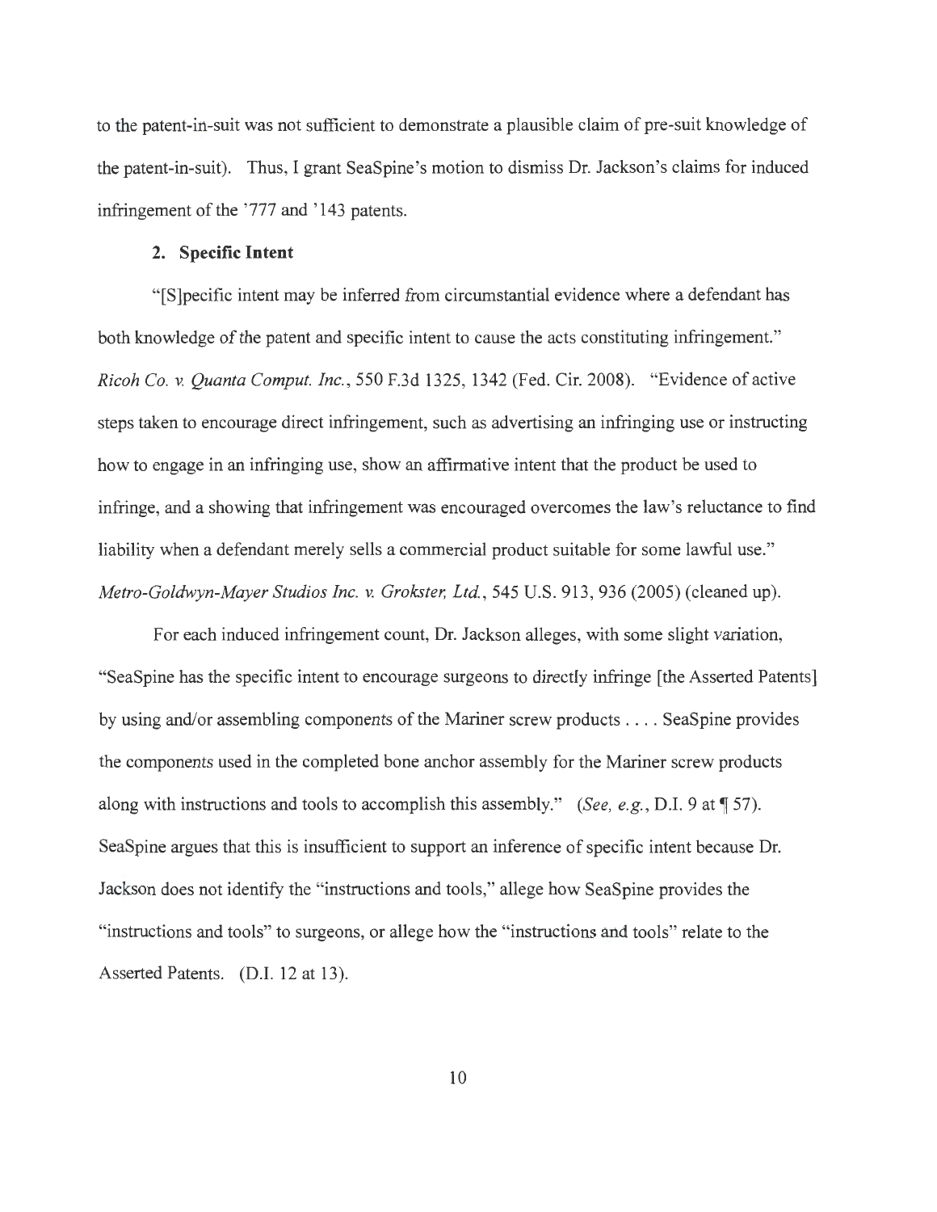to the patent-in-suit was not sufficient to demonstrate a plausible claim of pre-suit knowledge of the patent-in-suit). Thus, I grant SeaSpine's motion to dismiss Dr. Jackson's claims for induced infringement of the '777 and '143 patents.

### 2. Specific Intent

"[S]pecific intent may be inferred from circumstantial evidence where a defendant has both knowledge of the patent and specific intent to cause the acts constituting infringement." *Ricoh Co. v. Quanta Comput. Inc.*, 550 F.3d 1325, 1342 (Fed. Cir. 2008). "Evidence of active steps taken to encourage direct infringement, such as advertising an infringing use or instructing how to engage in an infringing use, show an affirmative intent that the product be used to infringe, and a showing that infringement was encouraged overcomes the law's reluctance to find liability when a defendant merely sells a commercial product suitable for some lawful use." *Metro-Goldwyn-Mayer Studios Inc. v. Grokster, Ltd.*, 545 U.S. 913, 936 (2005) (cleaned up).

For each induced infringement count, Dr. Jackson alleges, with some slight variation, "SeaSpine has the specific intent to encourage surgeons to directly infringe [the Asserted Patents] by using and/or assembling components of the Mariner screw products . . . . SeaSpine provides the components used in the completed bone anchor assembly for the Mariner screw products along with instructions and tools to accomplish this assembly." (*See, e.g.*, D.I. 9 at ¶ 57). SeaSpine argues that this is insufficient to support an inference of specific intent because Dr. Jackson does not identify the "instructions and tools," allege how SeaSpine provides the "instructions and tools" to surgeons, or allege how the "instructions and tools" relate to the Asserted Patents. (D.I. 12 at 13).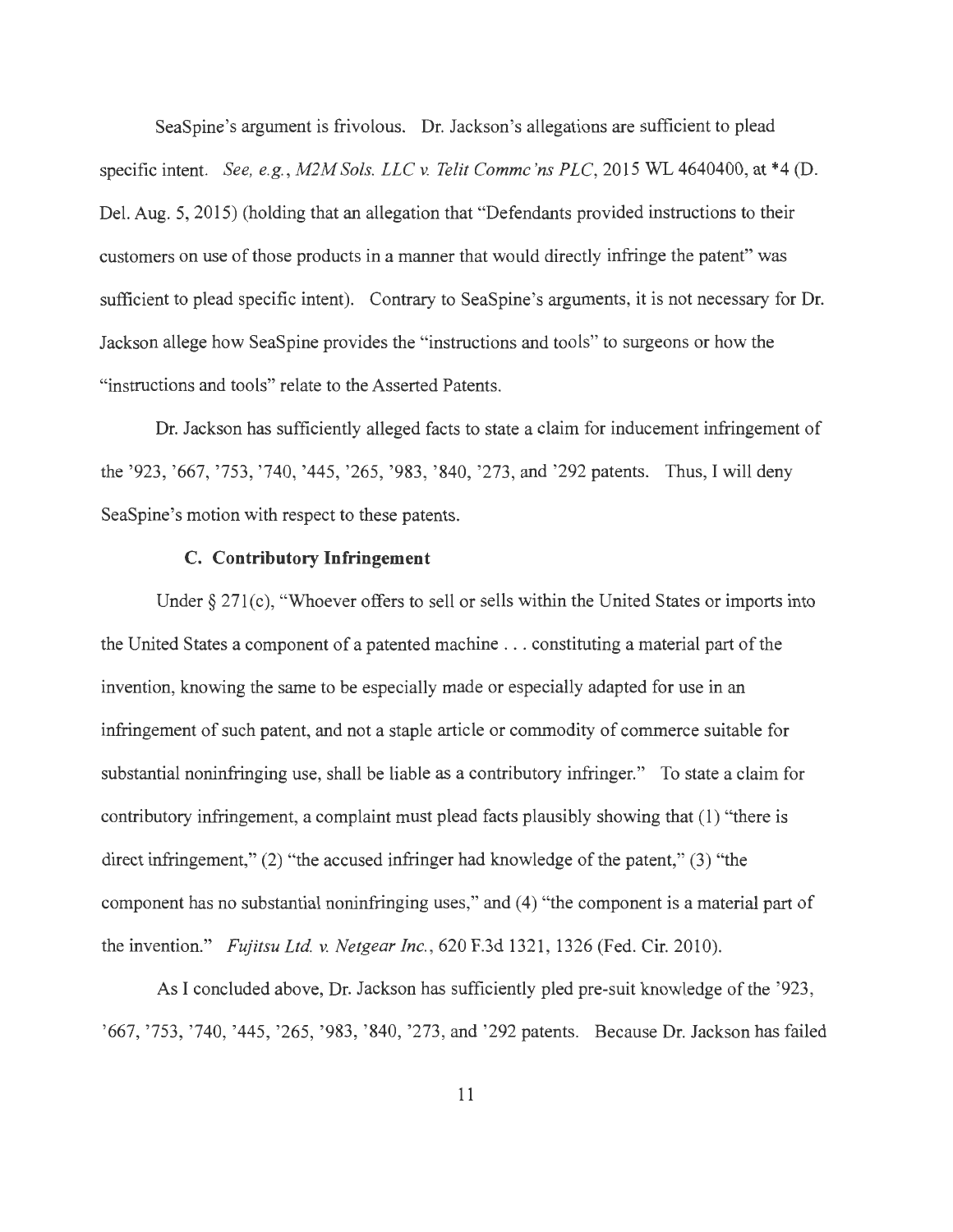SeaSpine's argument is frivolous. Dr. Jackson's allegations are sufficient to plead specific intent. *See, e.g.*, *M2M Sols. LLC v. Telit Commc'ns PLC*, 2015 WL 4640400, at *4 (D. Del. Aug. 5, 2015) (holding that an allegation that "Defendants provided instructions to their customers on use of those products in a manner that would directly infringe the patent" was sufficient to plead specific intent). Contrary to SeaSpine's arguments, it is not necessary for Dr. Jackson allege how SeaSpine provides the "instructions and tools" to surgeons or how the "instructions and tools" relate to the Asserted Patents.

Dr. Jackson has sufficiently alleged facts to state a claim for inducement infringement of the '923, '667, '753, '740, '445, '265, '983, '840, '273, and '292 patents. Thus, I will deny SeaSpine's motion with respect to these patents.

### C. Contributory Infringement

Under § 271(c), "Whoever offers to sell or sells within the United States or imports into the United States a component of a patented machine . . . constituting a material part of the invention, knowing the same to be especially made or especially adapted for use in an infringement of such patent, and not a staple article or commodity of commerce suitable for substantial noninfringing use, shall be liable as a contributory infringer." To state a claim for contributory infringement, a complaint must plead facts plausibly showing that (1) "there is direct infringement," (2) "the accused infringer had knowledge of the patent," (3) "the component has no substantial noninfringing uses," and (4) "the component is a material part of the invention." *Fujitsu Ltd. v. Netgear Inc.*, 620 F.3d 1321, 1326 (Fed. Cir. 2010).

As I concluded above, Dr. Jackson has sufficiently pled pre-suit knowledge of the '923, '667, '753, '740, '445, '265, '983, '840, '273, and '292 patents. Because Dr. Jackson has failed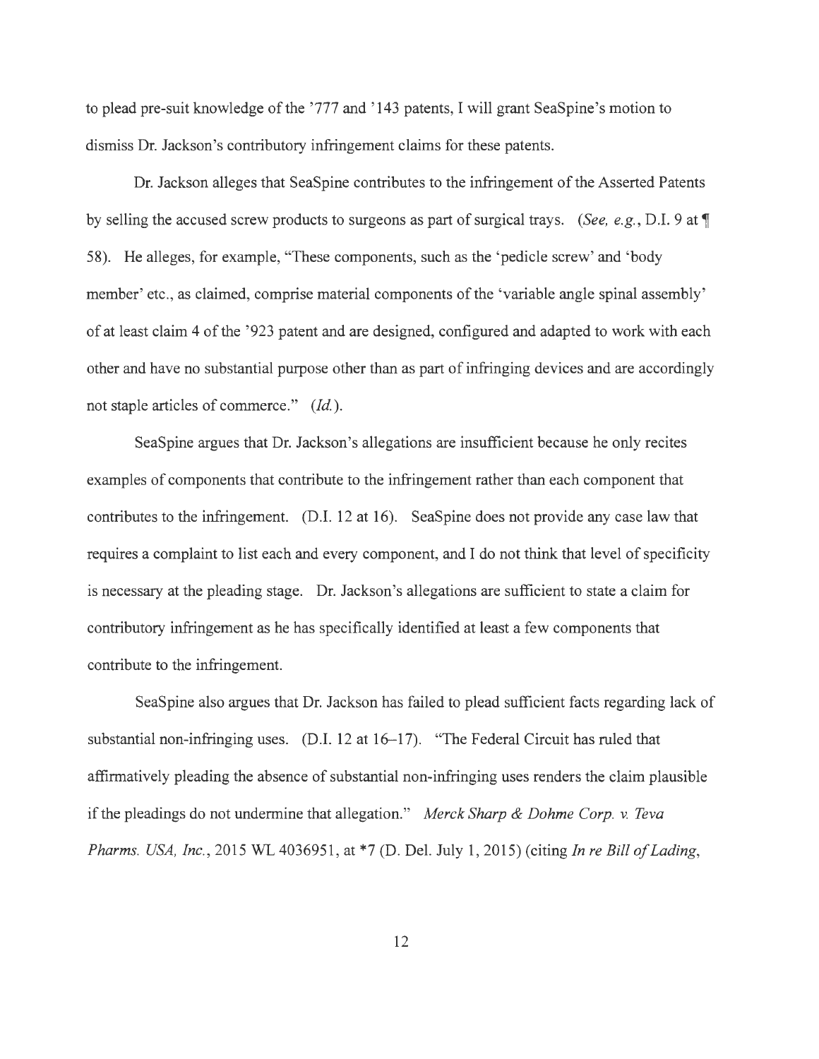to plead pre-suit knowledge of the '777 and '143 patents, I will grant SeaSpine's motion to dismiss Dr. Jackson's contributory infringement claims for these patents.

Dr. Jackson alleges that SeaSpine contributes to the infringement of the Asserted Patents by selling the accused screw products to surgeons as part of surgical trays. (*See, e.g.*, D.I. 9 at ¶ 58). He alleges, for example, "These components, such as the 'pedicle screw' and 'body member' etc., as claimed, comprise material components of the 'variable angle spinal assembly' of at least claim 4 of the '923 patent and are designed, configured and adapted to work with each other and have no substantial purpose other than as part of infringing devices and are accordingly not staple articles of commerce." (*Id.*).

SeaSpine argues that Dr. Jackson's allegations are insufficient because he only recites examples of components that contribute to the infringement rather than each component that contributes to the infringement. (D.I. 12 at 16). SeaSpine does not provide any case law that requires a complaint to list each and every component, and I do not think that level of specificity is necessary at the pleading stage. Dr. Jackson's allegations are sufficient to state a claim for contributory infringement as he has specifically identified at least a few components that contribute to the infringement.

SeaSpine also argues that Dr. Jackson has failed to plead sufficient facts regarding lack of substantial non-infringing uses. (D.I. 12 at 16–17). "The Federal Circuit has ruled that affirmatively pleading the absence of substantial non-infringing uses renders the claim plausible if the pleadings do not undermine that allegation." *Merck Sharp & Dohme Corp. v. Teva Pharms. USA, Inc.*, 2015 WL 4036951, at *7 (D. Del. July 1, 2015) (citing *In re Bill of Lading*,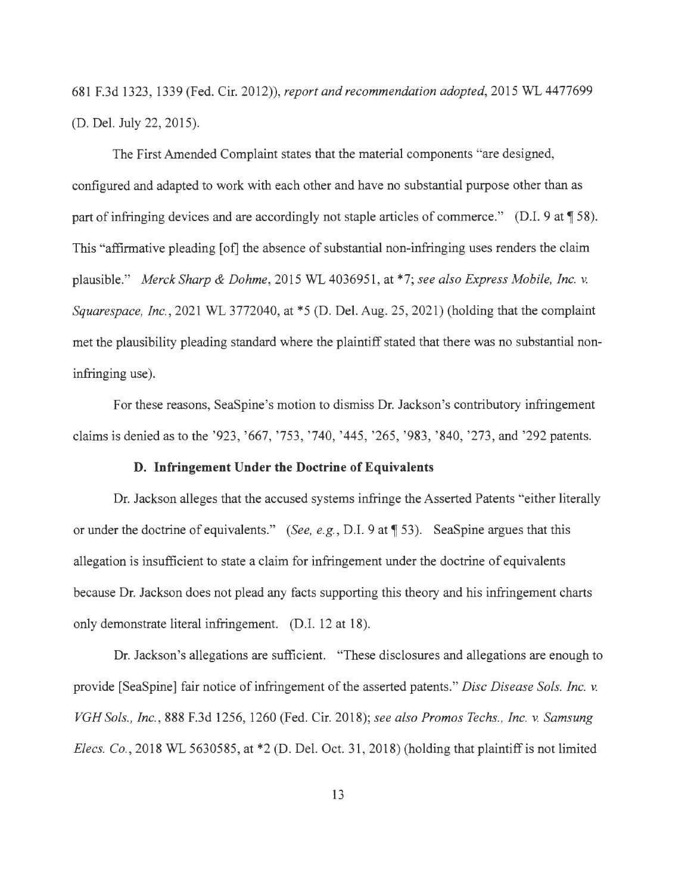681 F.3d 1323, 1339 (Fed. Cir. 2012)), *report and recommendation adopted*, 2015 WL 4477699 (D. Del. July 22, 2015).

The First Amended Complaint states that the material components "are designed, configured and adapted to work with each other and have no substantial purpose other than as part of infringing devices and are accordingly not staple articles of commerce." (D.I. 9 at ¶ 58). This "affirmative pleading [of] the absence of substantial non-infringing uses renders the claim plausible." *Merck Sharp & Dohme*, 2015 WL 4036951, at *7; *see also Express Mobile, Inc. v. Squarespace, Inc.*, 2021 WL 3772040, at *5 (D. Del. Aug. 25, 2021) (holding that the complaint met the plausibility pleading standard where the plaintiff stated that there was no substantial non-infringing use).

For these reasons, SeaSpine's motion to dismiss Dr. Jackson's contributory infringement claims is denied as to the '923, '667, '753, '740, '445, '265, '983, '840, '273, and '292 patents.

### D. Infringement Under the Doctrine of Equivalents

Dr. Jackson alleges that the accused systems infringe the Asserted Patents "either literally or under the doctrine of equivalents." (*See, e.g.*, D.I. 9 at ¶ 53). SeaSpine argues that this allegation is insufficient to state a claim for infringement under the doctrine of equivalents because Dr. Jackson does not plead any facts supporting this theory and his infringement charts only demonstrate literal infringement. (D.I. 12 at 18).

Dr. Jackson's allegations are sufficient. "These disclosures and allegations are enough to provide [SeaSpine] fair notice of infringement of the asserted patents." *Disc Disease Sols. Inc. v. VGH Sols., Inc.*, 888 F.3d 1256, 1260 (Fed. Cir. 2018); *see also Promos Techs., Inc. v. Samsung Elecs. Co.*, 2018 WL 5630585, at *2 (D. Del. Oct. 31, 2018) (holding that plaintiff is not limited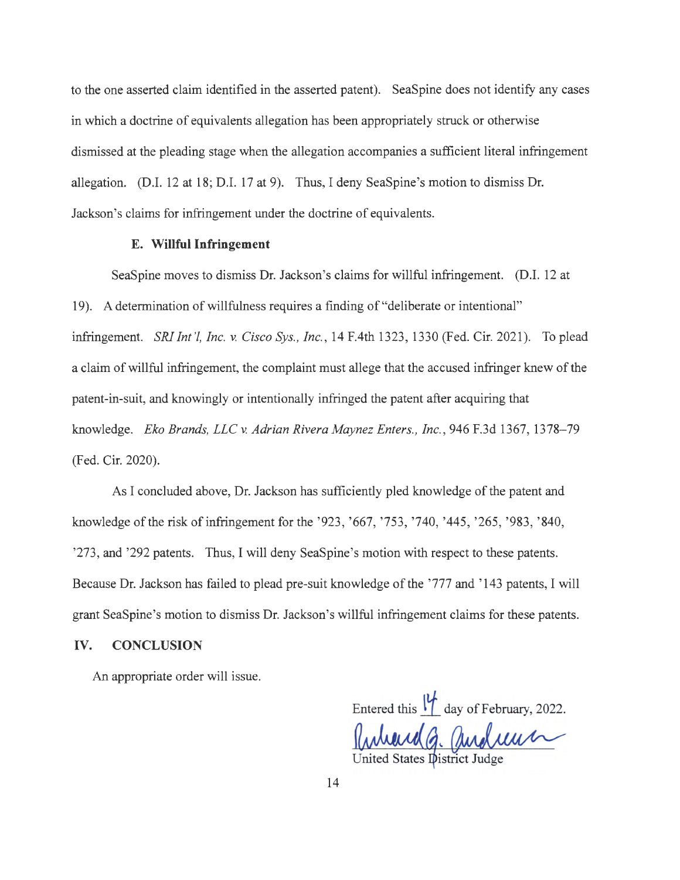to the one asserted claim identified in the asserted patent). SeaSpine does not identify any cases in which a doctrine of equivalents allegation has been appropriately struck or otherwise dismissed at the pleading stage when the allegation accompanies a sufficient literal infringement allegation. (D.I. 12 at 18; D.I. 17 at 9). Thus, I deny SeaSpine's motion to dismiss Dr. Jackson's claims for infringement under the doctrine of equivalents.

### E. Willful Infringement

SeaSpine moves to dismiss Dr. Jackson's claims for willful infringement. (D.I. 12 at 19). A determination of willfulness requires a finding of "deliberate or intentional" infringement. *SRI Int'l, Inc. v. Cisco Sys., Inc.*, 14 F.4th 1323, 1330 (Fed. Cir. 2021). To plead a claim of willful infringement, the complaint must allege that the accused infringer knew of the patent-in-suit, and knowingly or intentionally infringed the patent after acquiring that knowledge. *Eko Brands, LLC v. Adrian Rivera Maynez Enters., Inc.*, 946 F.3d 1367, 1378–79 (Fed. Cir. 2020).

As I concluded above, Dr. Jackson has sufficiently pled knowledge of the patent and knowledge of the risk of infringement for the '923, '667, '753, '740, '445, '265, '983, '840, '273, and '292 patents. Thus, I will deny SeaSpine's motion with respect to these patents. Because Dr. Jackson has failed to plead pre-suit knowledge of the '777 and '143 patents, I will grant SeaSpine's motion to dismiss Dr. Jackson's willful infringement claims for these patents.

## IV. CONCLUSION

An appropriate order will issue.

Entered this 14 day of February, 2022.

Richard G. Andrews

United States District Judge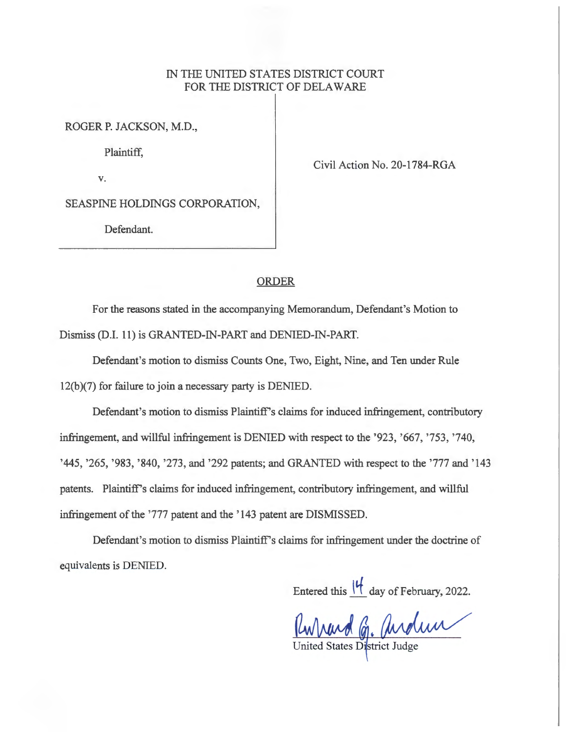IN THE UNITED STATES DISTRICT COURT
FOR THE DISTRICT OF DELAWARE

ROGER P. JACKSON, M.D.,

Plaintiff,

v.

SEASPINE HOLDINGS CORPORATION,

Defendant.

Civil Action No. 20-1784-RGA

## ORDER

For the reasons stated in the accompanying Memorandum, Defendant's Motion to Dismiss (D.I. 11) is GRANTED-IN-PART and DENIED-IN-PART.

Defendant's motion to dismiss Counts One, Two, Eight, Nine, and Ten under Rule 12(b)(7) for failure to join a necessary party is DENIED.

Defendant's motion to dismiss Plaintiff's claims for induced infringement, contributory infringement, and willful infringement is DENIED with respect to the '923, '667, '753, '740, '445, '265, '983, '840, '273, and '292 patents; and GRANTED with respect to the '777 and '143 patents. Plaintiff's claims for induced infringement, contributory infringement, and willful infringement of the '777 patent and the '143 patent are DISMISSED.

Defendant's motion to dismiss Plaintiff's claims for infringement under the doctrine of equivalents is DENIED.

Entered this 14 day of February, 2022.

United States District Judge